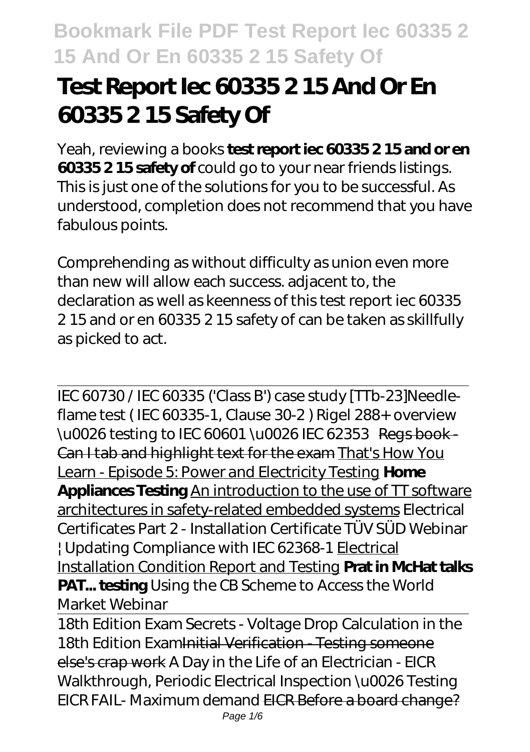# Test Report Iec 60335 2 15 And Or En 60335 2 15 Safety Of

Yeah, reviewing a books **test report iec 60335 2 15 and or en 60335 2 15 safety of** could go to your near friends listings. This is just one of the solutions for you to be successful. As understood, completion does not recommend that you have fabulous points.

Comprehending as without difficulty as union even more than new will allow each success. adjacent to, the declaration as well as keenness of this test report iec 60335 2 15 and or en 60335 2 15 safety of can be taken as skillfully as picked to act.

---

IEC 60730 / IEC 60335 ('Class B') case study [TTb-23] *Needle-flame test ( IEC 60335-1, Clause 30-2 ) Rigel 288+ overview \u0026 testing to IEC 60601 \u0026 IEC 62353* Regs book - Can I tab and highlight text for the exam That's How You Learn - Episode 5: Power and Electricity Testing **Home Appliances Testing** An introduction to the use of TT software architectures in safety-related embedded systems *Electrical Certificates Part 2 - Installation Certificate TÜV SÜD Webinar | Updating Compliance with IEC 62368-1* Electrical Installation Condition Report and Testing **Prat in McHat talks PAT... testing** *Using the CB Scheme to Access the World Market Webinar*

18th Edition Exam Secrets - Voltage Drop Calculation in the 18th Edition Exam Initial Verification - Testing someone else's crap work *A Day in the Life of an Electrician - EICR Walkthrough, Periodic Electrical Inspection \u0026 Testing EICR FAIL- Maximum demand* EICR Before a board change?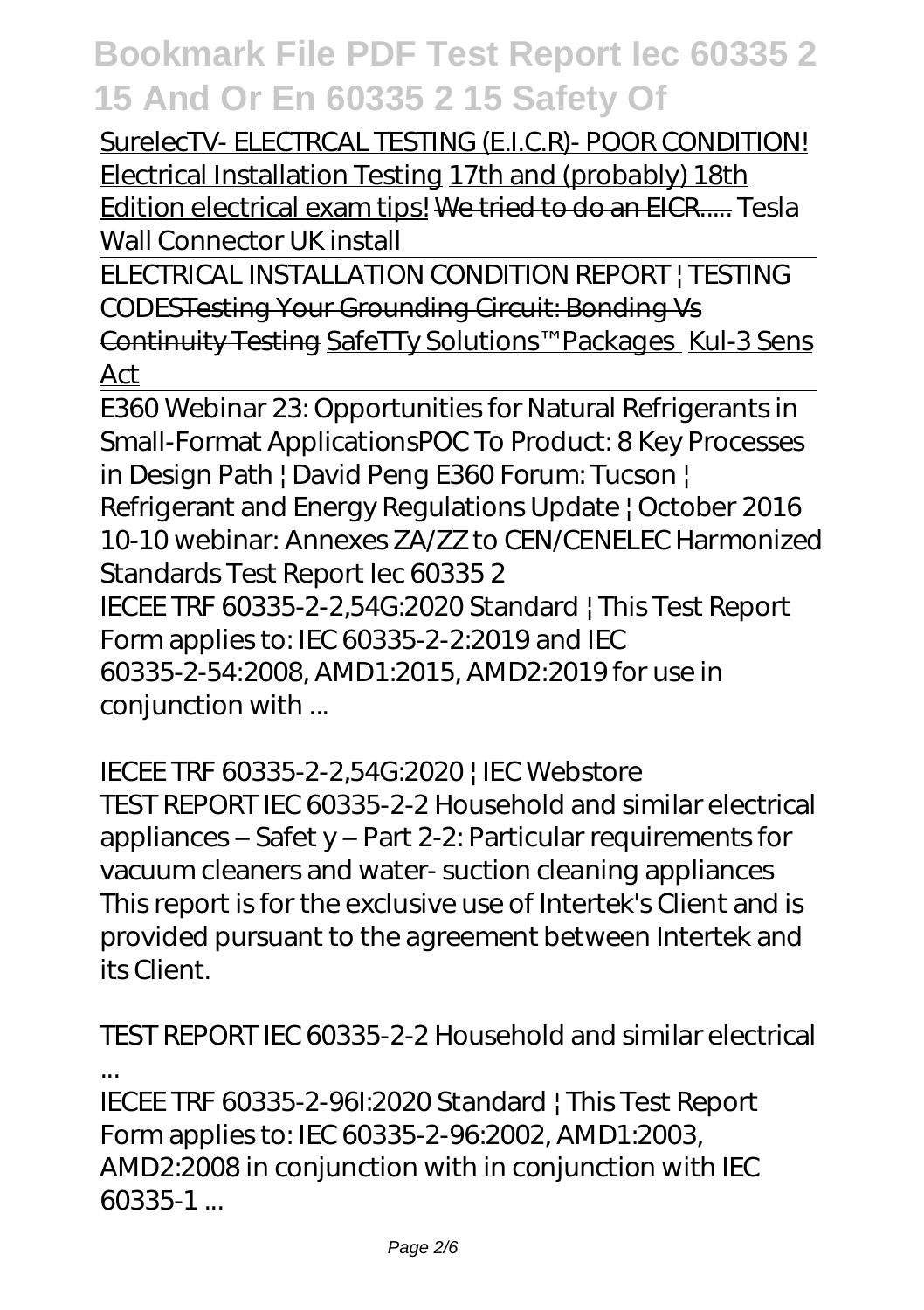SurelecTV- ELECTRCAL TESTING (E.I.C.R)- POOR CONDITION! Electrical Installation Testing 17th and (probably) 18th Edition electrical exam tips! ~~We tried to do an EICR.....~~ *Tesla Wall Connector UK install*

ELECTRICAL INSTALLATION CONDITION REPORT | TESTING CODES~~Testing Your Grounding Circuit: Bonding Vs Continuity Testing~~ SafeTTy Solutions™ Packages Kul-3 Sens Act

*E360 Webinar 23: Opportunities for Natural Refrigerants in Small-Format Applications* *POC To Product: 8 Key Processes in Design Path | David Peng* *E360 Forum: Tucson | Refrigerant and Energy Regulations Update | October 2016* *10-10 webinar: Annexes ZA/ZZ to CEN/CENELEC Harmonized Standards* *Test Report Iec 60335 2*

IECEE TRF 60335-2-2,54G:2020 Standard | This Test Report Form applies to: IEC 60335-2-2:2019 and IEC 60335-2-54:2008, AMD1:2015, AMD2:2019 for use in conjunction with ...

*IECEE TRF 60335-2-2,54G:2020 | IEC Webstore*

TEST REPORT IEC 60335-2-2 Household and similar electrical appliances – Safet y – Part 2-2: Particular requirements for vacuum cleaners and water- suction cleaning appliances This report is for the exclusive use of Intertek's Client and is provided pursuant to the agreement between Intertek and its Client.

*TEST REPORT IEC 60335-2-2 Household and similar electrical ...*

IECEE TRF 60335-2-96I:2020 Standard | This Test Report Form applies to: IEC 60335-2-96:2002, AMD1:2003, AMD2:2008 in conjunction with in conjunction with IEC 60335-1 ...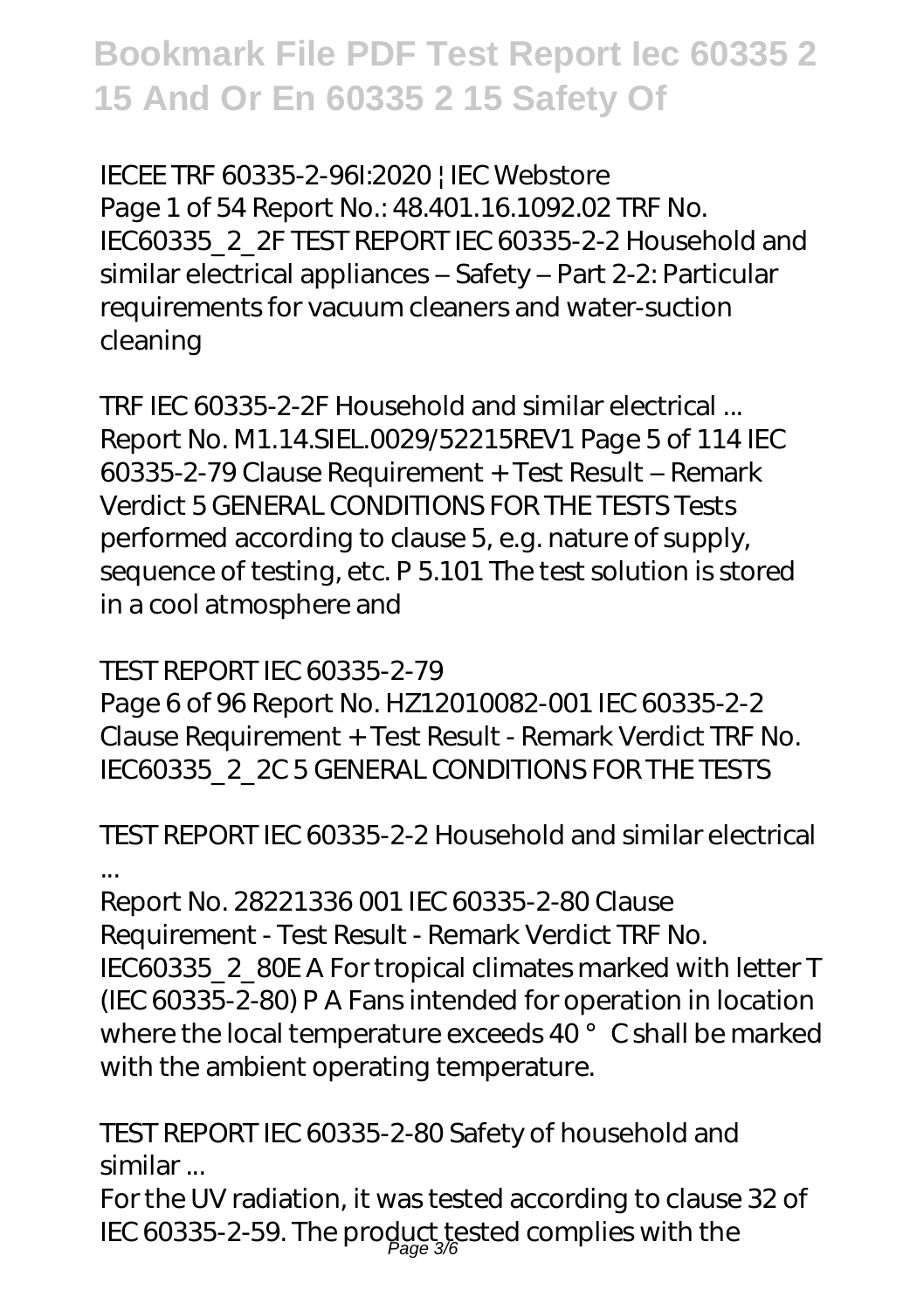*IECEE TRF 60335-2-96I:2020 | IEC Webstore*

Page 1 of 54 Report No.: 48.401.16.1092.02 TRF No. IEC60335_2_2F TEST REPORT IEC 60335-2-2 Household and similar electrical appliances – Safety – Part 2-2: Particular requirements for vacuum cleaners and water-suction cleaning

*TRF IEC 60335-2-2F Household and similar electrical ...*

Report No. M1.14.SIEL.0029/52215REV1 Page 5 of 114 IEC 60335-2-79 Clause Requirement + Test Result – Remark Verdict 5 GENERAL CONDITIONS FOR THE TESTS Tests performed according to clause 5, e.g. nature of supply, sequence of testing, etc. P 5.101 The test solution is stored in a cool atmosphere and

*TEST REPORT IEC 60335-2-79*

Page 6 of 96 Report No. HZ12010082-001 IEC 60335-2-2 Clause Requirement + Test Result - Remark Verdict TRF No. IEC60335_2_2C 5 GENERAL CONDITIONS FOR THE TESTS

*TEST REPORT IEC 60335-2-2 Household and similar electrical ...*

Report No. 28221336 001 IEC 60335-2-80 Clause Requirement - Test Result - Remark Verdict TRF No. IEC60335_2_80E A For tropical climates marked with letter T (IEC 60335-2-80) P A Fans intended for operation in location where the local temperature exceeds 40 ° C shall be marked with the ambient operating temperature.

*TEST REPORT IEC 60335-2-80 Safety of household and similar ...*

For the UV radiation, it was tested according to clause 32 of IEC 60335-2-59. The product tested complies with the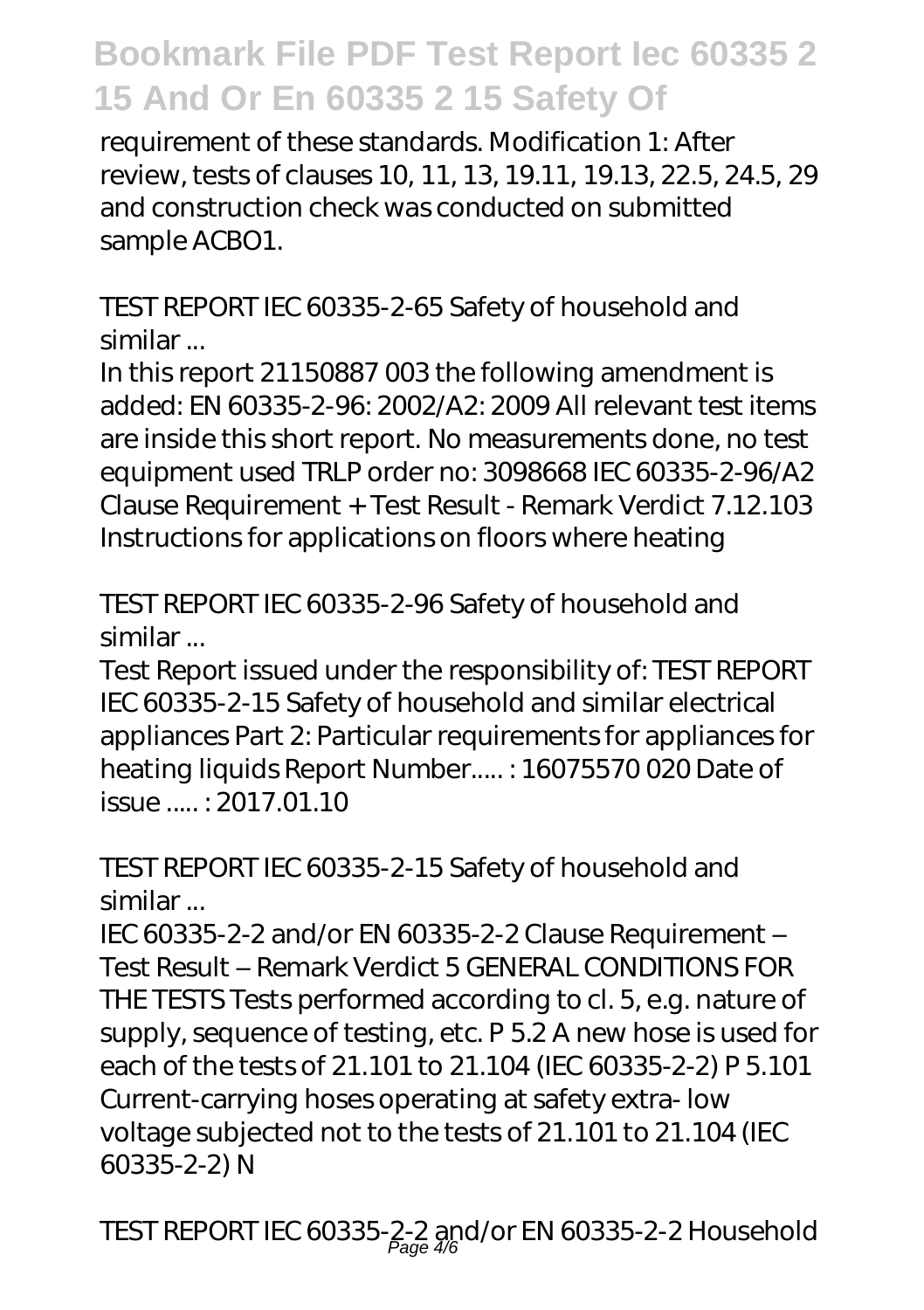requirement of these standards. Modification 1: After review, tests of clauses 10, 11, 13, 19.11, 19.13, 22.5, 24.5, 29 and construction check was conducted on submitted sample ACBO1.

*TEST REPORT IEC 60335-2-65 Safety of household and similar ...*

In this report 21150887 003 the following amendment is added: EN 60335-2-96: 2002/A2: 2009 All relevant test items are inside this short report. No measurements done, no test equipment used TRLP order no: 3098668 IEC 60335-2-96/A2 Clause Requirement + Test Result - Remark Verdict 7.12.103 Instructions for applications on floors where heating

*TEST REPORT IEC 60335-2-96 Safety of household and similar ...*

Test Report issued under the responsibility of: TEST REPORT IEC 60335-2-15 Safety of household and similar electrical appliances Part 2: Particular requirements for appliances for heating liquids Report Number..... : 16075570 020 Date of issue ..... : 2017.01.10

*TEST REPORT IEC 60335-2-15 Safety of household and similar ...*

IEC 60335-2-2 and/or EN 60335-2-2 Clause Requirement – Test Result – Remark Verdict 5 GENERAL CONDITIONS FOR THE TESTS Tests performed according to cl. 5, e.g. nature of supply, sequence of testing, etc. P 5.2 A new hose is used for each of the tests of 21.101 to 21.104 (IEC 60335-2-2) P 5.101 Current-carrying hoses operating at safety extra- low voltage subjected not to the tests of 21.101 to 21.104 (IEC 60335-2-2) N

*TEST REPORT IEC 60335-2-2 and/or EN 60335-2-2 Household*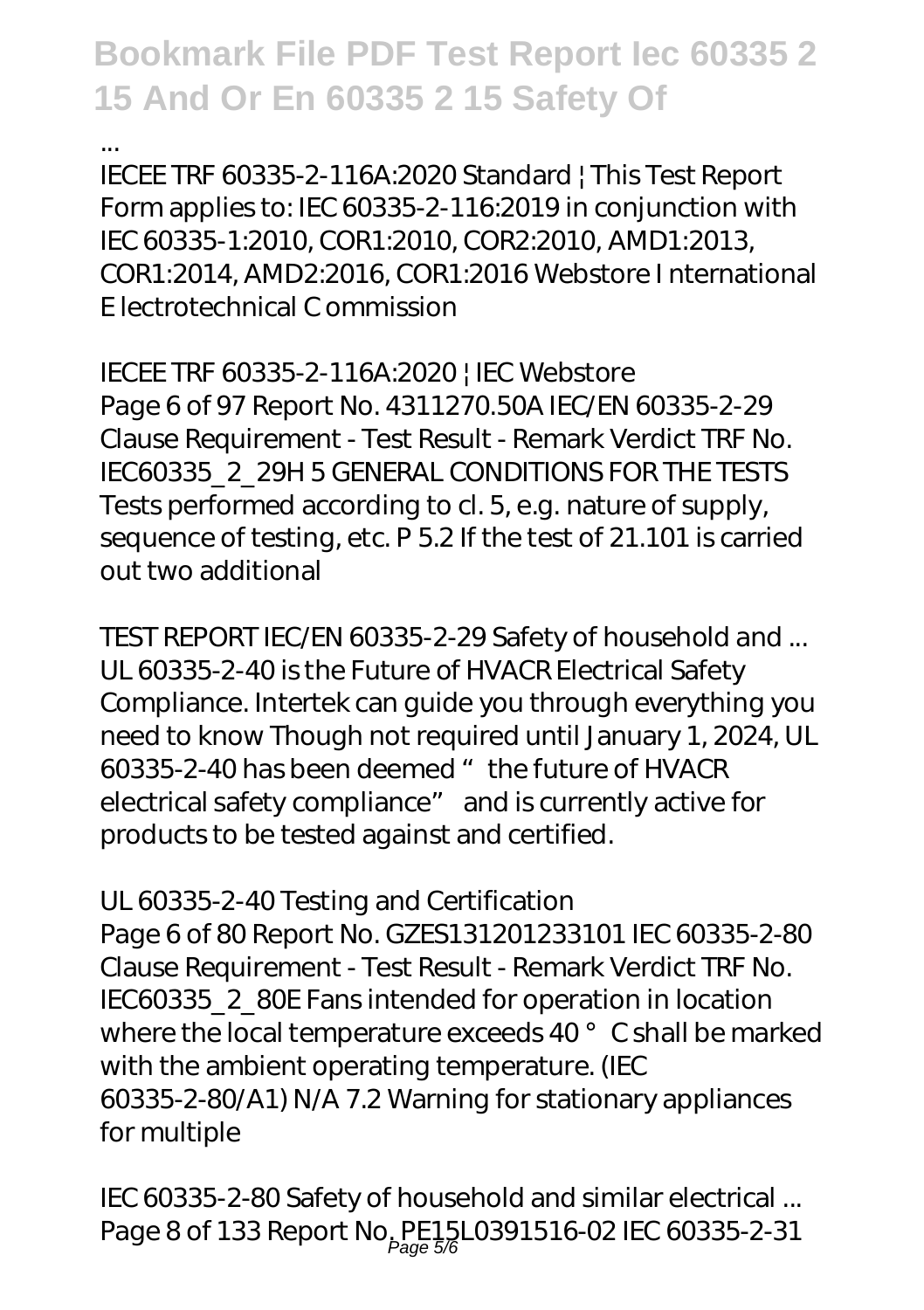...

IECEE TRF 60335-2-116A:2020 Standard | This Test Report Form applies to: IEC 60335-2-116:2019 in conjunction with IEC 60335-1:2010, COR1:2010, COR2:2010, AMD1:2013, COR1:2014, AMD2:2016, COR1:2016 Webstore I nternational E lectrotechnical C ommission

*IECEE TRF 60335-2-116A:2020 | IEC Webstore*

Page 6 of 97 Report No. 4311270.50A IEC/EN 60335-2-29 Clause Requirement - Test Result - Remark Verdict TRF No. IEC60335_2_29H 5 GENERAL CONDITIONS FOR THE TESTS Tests performed according to cl. 5, e.g. nature of supply, sequence of testing, etc. P 5.2 If the test of 21.101 is carried out two additional

*TEST REPORT IEC/EN 60335-2-29 Safety of household and ...*

UL 60335-2-40 is the Future of HVACR Electrical Safety Compliance. Intertek can guide you through everything you need to know Though not required until January 1, 2024, UL 60335-2-40 has been deemed " the future of HVACR electrical safety compliance" and is currently active for products to be tested against and certified.

*UL 60335-2-40 Testing and Certification*

Page 6 of 80 Report No. GZES131201233101 IEC 60335-2-80 Clause Requirement - Test Result - Remark Verdict TRF No. IEC60335_2_80E Fans intended for operation in location where the local temperature exceeds 40 ° C shall be marked with the ambient operating temperature. (IEC 60335-2-80/A1) N/A 7.2 Warning for stationary appliances for multiple

*IEC 60335-2-80 Safety of household and similar electrical ...*

Page 8 of 133 Report No. PE15L0391516-02 IEC 60335-2-31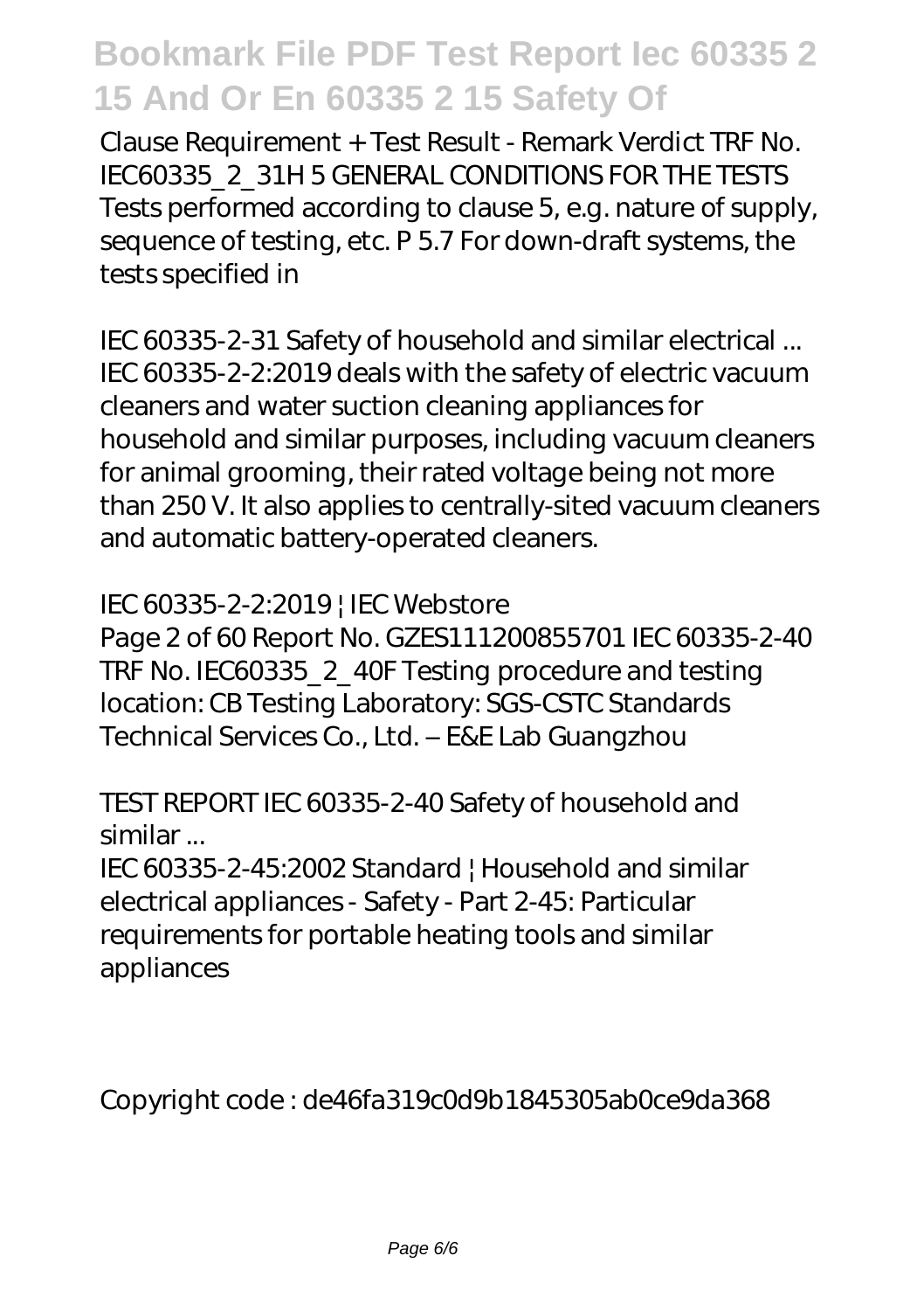Clause Requirement + Test Result - Remark Verdict TRF No. IEC60335_2_31H 5 GENERAL CONDITIONS FOR THE TESTS Tests performed according to clause 5, e.g. nature of supply, sequence of testing, etc. P 5.7 For down-draft systems, the tests specified in

*IEC 60335-2-31 Safety of household and similar electrical ...*
IEC 60335-2-2:2019 deals with the safety of electric vacuum cleaners and water suction cleaning appliances for household and similar purposes, including vacuum cleaners for animal grooming, their rated voltage being not more than 250 V. It also applies to centrally-sited vacuum cleaners and automatic battery-operated cleaners.

*IEC 60335-2-2:2019 | IEC Webstore*
Page 2 of 60 Report No. GZES111200855701 IEC 60335-2-40 TRF No. IEC60335_2_40F Testing procedure and testing location: CB Testing Laboratory: SGS-CSTC Standards Technical Services Co., Ltd. – E&E Lab Guangzhou

*TEST REPORT IEC 60335-2-40 Safety of household and similar ...*
IEC 60335-2-45:2002 Standard | Household and similar electrical appliances - Safety - Part 2-45: Particular requirements for portable heating tools and similar appliances

Copyright code : de46fa319c0d9b1845305ab0ce9da368